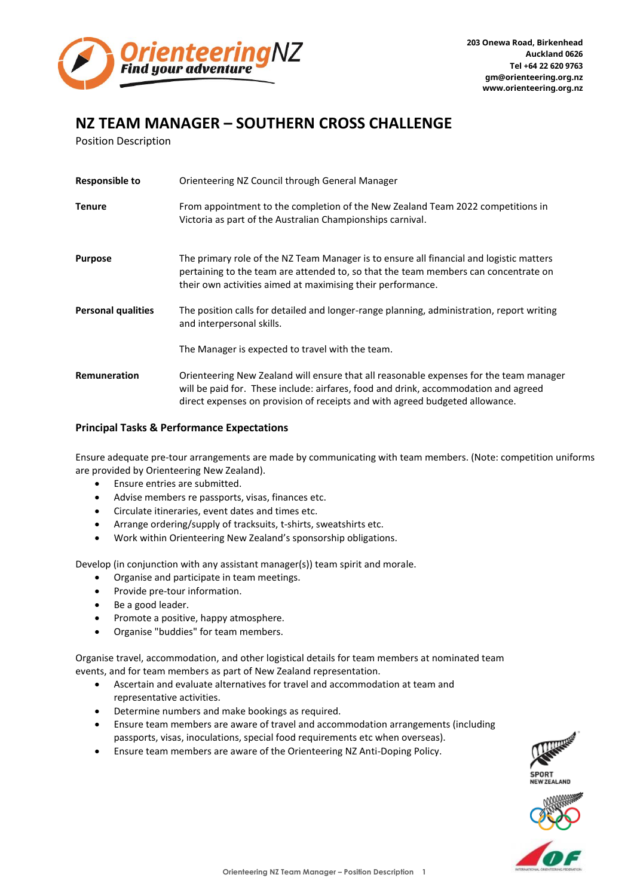203 Onewa Road, Birkenhead
Auckland 0626
Tel +64 22 620 9763
gm@orienteering.org.nz
www.orienteering.org.nz

# NZ TEAM MANAGER – SOUTHERN CROSS CHALLENGE

Position Description

| | |
|---|---|
| **Responsible to** | Orienteering NZ Council through General Manager |
| **Tenure** | From appointment to the completion of the New Zealand Team 2022 competitions in Victoria as part of the Australian Championships carnival. |
| **Purpose** | The primary role of the NZ Team Manager is to ensure all financial and logistic matters pertaining to the team are attended to, so that the team members can concentrate on their own activities aimed at maximising their performance. |
| **Personal qualities** | The position calls for detailed and longer-range planning, administration, report writing and interpersonal skills.<br><br>The Manager is expected to travel with the team. |
| **Remuneration** | Orienteering New Zealand will ensure that all reasonable expenses for the team manager will be paid for. These include: airfares, food and drink, accommodation and agreed direct expenses on provision of receipts and with agreed budgeted allowance. |

### Principal Tasks & Performance Expectations

Ensure adequate pre-tour arrangements are made by communicating with team members. (Note: competition uniforms are provided by Orienteering New Zealand).

- Ensure entries are submitted.
- Advise members re passports, visas, finances etc.
- Circulate itineraries, event dates and times etc.
- Arrange ordering/supply of tracksuits, t-shirts, sweatshirts etc.
- Work within Orienteering New Zealand's sponsorship obligations.

Develop (in conjunction with any assistant manager(s)) team spirit and morale.

- Organise and participate in team meetings.
- Provide pre-tour information.
- Be a good leader.
- Promote a positive, happy atmosphere.
- Organise "buddies" for team members.

Organise travel, accommodation, and other logistical details for team members at nominated team events, and for team members as part of New Zealand representation.

- Ascertain and evaluate alternatives for travel and accommodation at team and representative activities.
- Determine numbers and make bookings as required.
- Ensure team members are aware of travel and accommodation arrangements (including passports, visas, inoculations, special food requirements etc when overseas).
- Ensure team members are aware of the Orienteering NZ Anti-Doping Policy.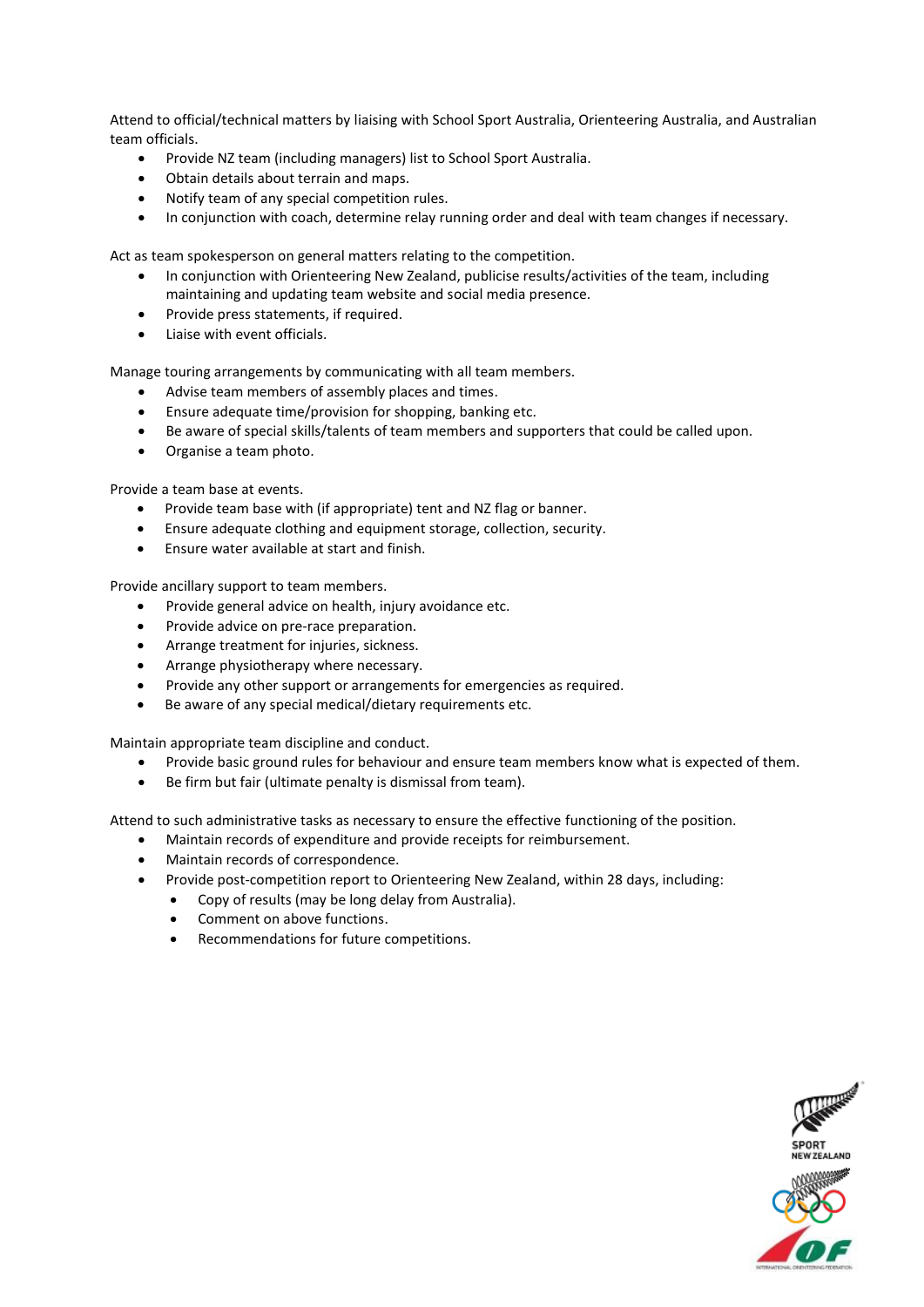Attend to official/technical matters by liaising with School Sport Australia, Orienteering Australia, and Australian team officials.

- Provide NZ team (including managers) list to School Sport Australia.
- Obtain details about terrain and maps.
- Notify team of any special competition rules.
- In conjunction with coach, determine relay running order and deal with team changes if necessary.

Act as team spokesperson on general matters relating to the competition.

- In conjunction with Orienteering New Zealand, publicise results/activities of the team, including maintaining and updating team website and social media presence.
- Provide press statements, if required.
- Liaise with event officials.

Manage touring arrangements by communicating with all team members.

- Advise team members of assembly places and times.
- Ensure adequate time/provision for shopping, banking etc.
- Be aware of special skills/talents of team members and supporters that could be called upon.
- Organise a team photo.

Provide a team base at events.

- Provide team base with (if appropriate) tent and NZ flag or banner.
- Ensure adequate clothing and equipment storage, collection, security.
- Ensure water available at start and finish.

Provide ancillary support to team members.

- Provide general advice on health, injury avoidance etc.
- Provide advice on pre-race preparation.
- Arrange treatment for injuries, sickness.
- Arrange physiotherapy where necessary.
- Provide any other support or arrangements for emergencies as required.
- Be aware of any special medical/dietary requirements etc.

Maintain appropriate team discipline and conduct.

- Provide basic ground rules for behaviour and ensure team members know what is expected of them.
- Be firm but fair (ultimate penalty is dismissal from team).

Attend to such administrative tasks as necessary to ensure the effective functioning of the position.

- Maintain records of expenditure and provide receipts for reimbursement.
- Maintain records of correspondence.
- Provide post-competition report to Orienteering New Zealand, within 28 days, including:
  - Copy of results (may be long delay from Australia).
  - Comment on above functions.
  - Recommendations for future competitions.